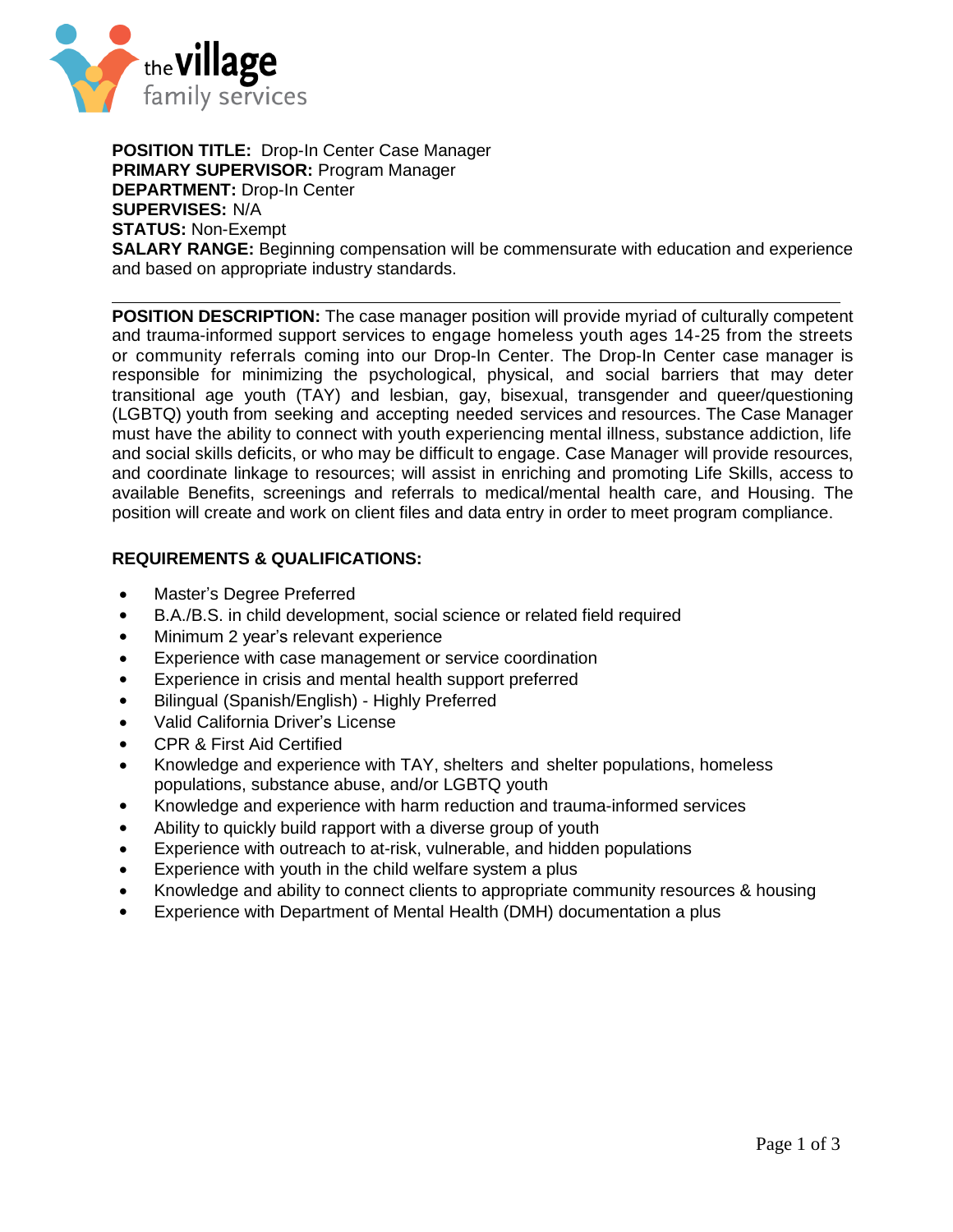the village family services

**POSITION TITLE:** Drop-In Center Case Manager
**PRIMARY SUPERVISOR:** Program Manager
**DEPARTMENT:** Drop-In Center
**SUPERVISES:** N/A
**STATUS:** Non-Exempt
**SALARY RANGE:** Beginning compensation will be commensurate with education and experience and based on appropriate industry standards.

---

**POSITION DESCRIPTION:** The case manager position will provide myriad of culturally competent and trauma-informed support services to engage homeless youth ages 14-25 from the streets or community referrals coming into our Drop-In Center. The Drop-In Center case manager is responsible for minimizing the psychological, physical, and social barriers that may deter transitional age youth (TAY) and lesbian, gay, bisexual, transgender and queer/questioning (LGBTQ) youth from seeking and accepting needed services and resources. The Case Manager must have the ability to connect with youth experiencing mental illness, substance addiction, life and social skills deficits, or who may be difficult to engage. Case Manager will provide resources, and coordinate linkage to resources; will assist in enriching and promoting Life Skills, access to available Benefits, screenings and referrals to medical/mental health care, and Housing. The position will create and work on client files and data entry in order to meet program compliance.

**REQUIREMENTS & QUALIFICATIONS:**

- Master's Degree Preferred
- B.A./B.S. in child development, social science or related field required
- Minimum 2 year's relevant experience
- Experience with case management or service coordination
- Experience in crisis and mental health support preferred
- Bilingual (Spanish/English) - Highly Preferred
- Valid California Driver's License
- CPR & First Aid Certified
- Knowledge and experience with TAY, shelters and shelter populations, homeless populations, substance abuse, and/or LGBTQ youth
- Knowledge and experience with harm reduction and trauma-informed services
- Ability to quickly build rapport with a diverse group of youth
- Experience with outreach to at-risk, vulnerable, and hidden populations
- Experience with youth in the child welfare system a plus
- Knowledge and ability to connect clients to appropriate community resources & housing
- Experience with Department of Mental Health (DMH) documentation a plus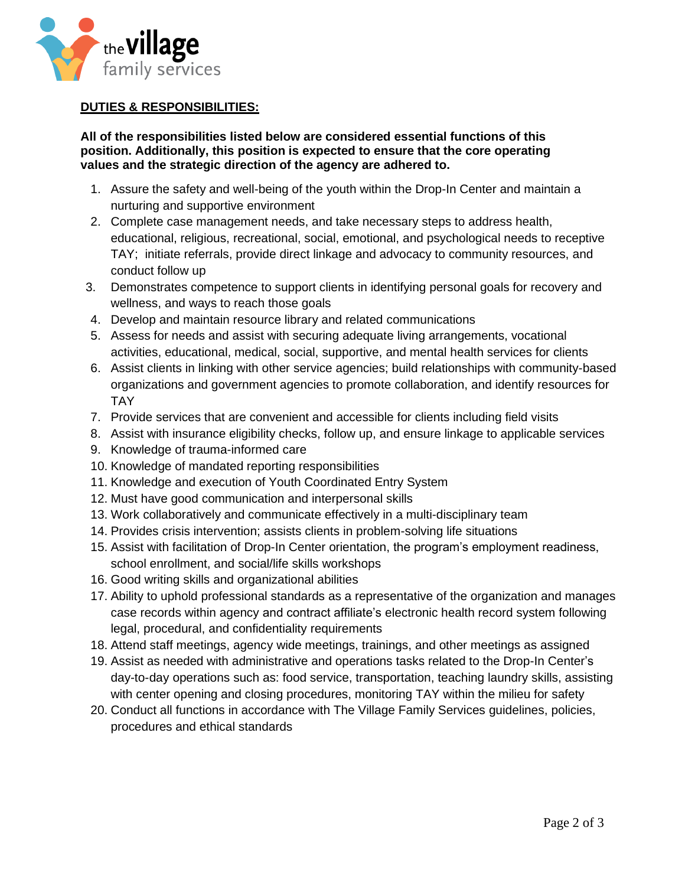**DUTIES & RESPONSIBILITIES:**

**All of the responsibilities listed below are considered essential functions of this position. Additionally, this position is expected to ensure that the core operating values and the strategic direction of the agency are adhered to.**

1. Assure the safety and well-being of the youth within the Drop-In Center and maintain a nurturing and supportive environment
2. Complete case management needs, and take necessary steps to address health, educational, religious, recreational, social, emotional, and psychological needs to receptive TAY; initiate referrals, provide direct linkage and advocacy to community resources, and conduct follow up
3. Demonstrates competence to support clients in identifying personal goals for recovery and wellness, and ways to reach those goals
4. Develop and maintain resource library and related communications
5. Assess for needs and assist with securing adequate living arrangements, vocational activities, educational, medical, social, supportive, and mental health services for clients
6. Assist clients in linking with other service agencies; build relationships with community-based organizations and government agencies to promote collaboration, and identify resources for TAY
7. Provide services that are convenient and accessible for clients including field visits
8. Assist with insurance eligibility checks, follow up, and ensure linkage to applicable services
9. Knowledge of trauma-informed care
10. Knowledge of mandated reporting responsibilities
11. Knowledge and execution of Youth Coordinated Entry System
12. Must have good communication and interpersonal skills
13. Work collaboratively and communicate effectively in a multi-disciplinary team
14. Provides crisis intervention; assists clients in problem-solving life situations
15. Assist with facilitation of Drop-In Center orientation, the program's employment readiness, school enrollment, and social/life skills workshops
16. Good writing skills and organizational abilities
17. Ability to uphold professional standards as a representative of the organization and manages case records within agency and contract affiliate's electronic health record system following legal, procedural, and confidentiality requirements
18. Attend staff meetings, agency wide meetings, trainings, and other meetings as assigned
19. Assist as needed with administrative and operations tasks related to the Drop-In Center's day-to-day operations such as: food service, transportation, teaching laundry skills, assisting with center opening and closing procedures, monitoring TAY within the milieu for safety
20. Conduct all functions in accordance with The Village Family Services guidelines, policies, procedures and ethical standards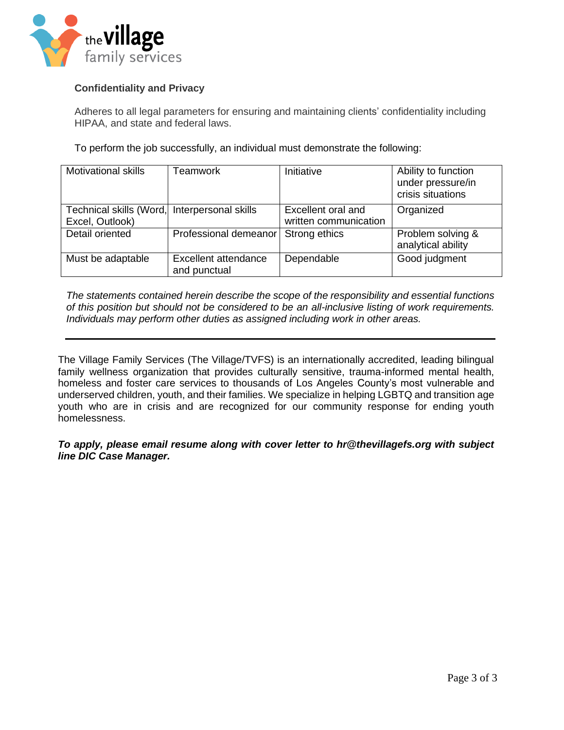### Confidentiality and Privacy

Adheres to all legal parameters for ensuring and maintaining clients' confidentiality including HIPAA, and state and federal laws.

To perform the job successfully, an individual must demonstrate the following:

| | | | |
|---|---|---|---|
| Motivational skills | Teamwork | Initiative | Ability to function under pressure/in crisis situations |
| Technical skills (Word, Excel, Outlook) | Interpersonal skills | Excellent oral and written communication | Organized |
| Detail oriented | Professional demeanor | Strong ethics | Problem solving & analytical ability |
| Must be adaptable | Excellent attendance and punctual | Dependable | Good judgment |

*The statements contained herein describe the scope of the responsibility and essential functions of this position but should not be considered to be an all-inclusive listing of work requirements. Individuals may perform other duties as assigned including work in other areas.*

---

The Village Family Services (The Village/TVFS) is an internationally accredited, leading bilingual family wellness organization that provides culturally sensitive, trauma-informed mental health, homeless and foster care services to thousands of Los Angeles County's most vulnerable and underserved children, youth, and their families. We specialize in helping LGBTQ and transition age youth who are in crisis and are recognized for our community response for ending youth homelessness.

***To apply, please email resume along with cover letter to hr@thevillagefs.org with subject line DIC Case Manager.***